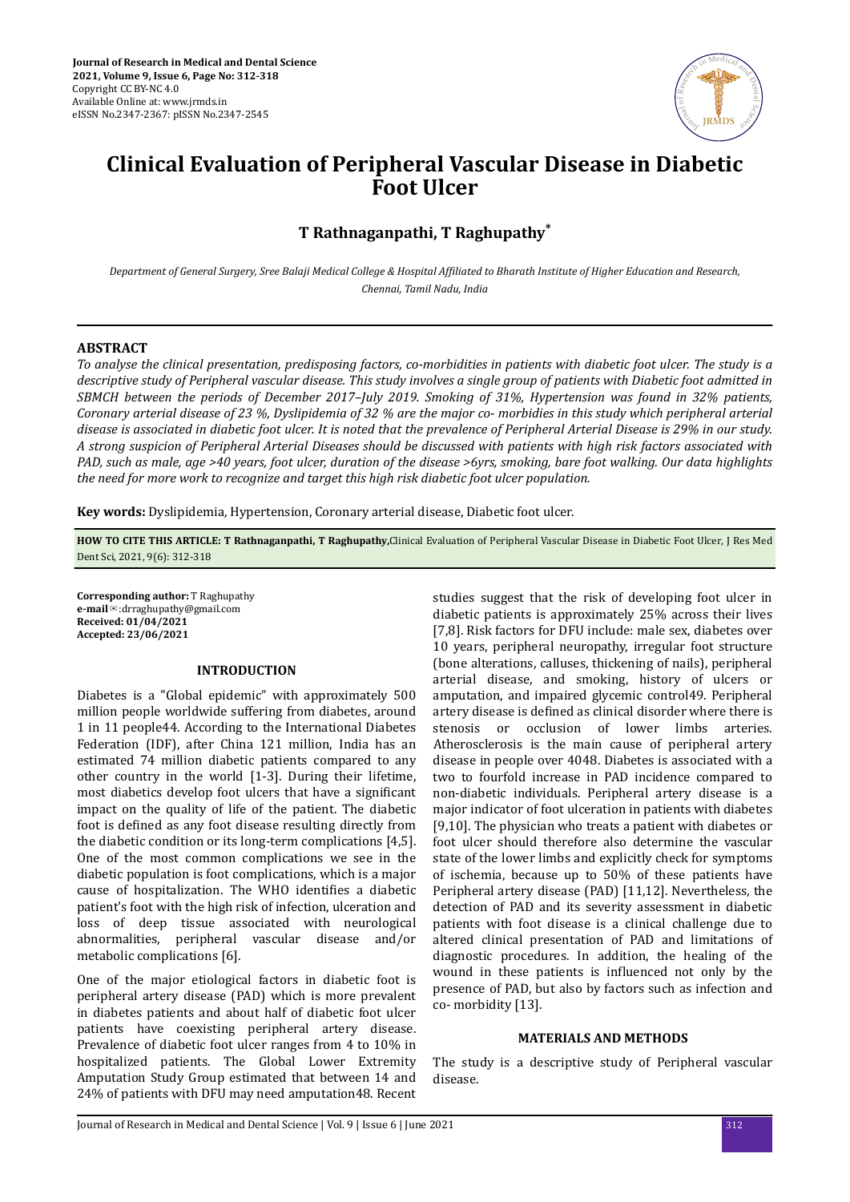# Clinical Evaluation of Peripheral Vascular Disease in Diabetic Foot Ulcer

**T Rathnaganpathi, T Raghupathy***

*Department of General Surgery, Sree Balaji Medical College & Hospital Affiliated to Bharath Institute of Higher Education and Research, Chennai, Tamil Nadu, India*

## ABSTRACT

*To analyse the clinical presentation, predisposing factors, co-morbidities in patients with diabetic foot ulcer. The study is a descriptive study of Peripheral vascular disease. This study involves a single group of patients with Diabetic foot admitted in SBMCH between the periods of December 2017–July 2019. Smoking of 31%, Hypertension was found in 32% patients, Coronary arterial disease of 23 %, Dyslipidemia of 32 % are the major co- morbidies in this study which peripheral arterial disease is associated in diabetic foot ulcer. It is noted that the prevalence of Peripheral Arterial Disease is 29% in our study. A strong suspicion of Peripheral Arterial Diseases should be discussed with patients with high risk factors associated with PAD, such as male, age >40 years, foot ulcer, duration of the disease >6yrs, smoking, bare foot walking. Our data highlights the need for more work to recognize and target this high risk diabetic foot ulcer population.*

**Key words:** Dyslipidemia, Hypertension, Coronary arterial disease, Diabetic foot ulcer.

**HOW TO CITE THIS ARTICLE: T Rathnaganpathi, T Raghupathy,** Clinical Evaluation of Peripheral Vascular Disease in Diabetic Foot Ulcer, J Res Med Dent Sci, 2021, 9(6): 312-318

**Corresponding author:** T Raghupathy
**e-mail**✉:drraghupathy@gmail.com
**Received: 01/04/2021**
**Accepted: 23/06/2021**

## INTRODUCTION

Diabetes is a "Global epidemic" with approximately 500 million people worldwide suffering from diabetes, around 1 in 11 people44. According to the International Diabetes Federation (IDF), after China 121 million, India has an estimated 74 million diabetic patients compared to any other country in the world [1-3]. During their lifetime, most diabetics develop foot ulcers that have a significant impact on the quality of life of the patient. The diabetic foot is defined as any foot disease resulting directly from the diabetic condition or its long-term complications [4,5]. One of the most common complications we see in the diabetic population is foot complications, which is a major cause of hospitalization. The WHO identifies a diabetic patient's foot with the high risk of infection, ulceration and loss of deep tissue associated with neurological abnormalities, peripheral vascular disease and/or metabolic complications [6].

One of the major etiological factors in diabetic foot is peripheral artery disease (PAD) which is more prevalent in diabetes patients and about half of diabetic foot ulcer patients have coexisting peripheral artery disease. Prevalence of diabetic foot ulcer ranges from 4 to 10% in hospitalized patients. The Global Lower Extremity Amputation Study Group estimated that between 14 and 24% of patients with DFU may need amputation48. Recent studies suggest that the risk of developing foot ulcer in diabetic patients is approximately 25% across their lives [7,8]. Risk factors for DFU include: male sex, diabetes over 10 years, peripheral neuropathy, irregular foot structure (bone alterations, calluses, thickening of nails), peripheral arterial disease, and smoking, history of ulcers or amputation, and impaired glycemic control49. Peripheral artery disease is defined as clinical disorder where there is stenosis or occlusion of lower limbs arteries. Atherosclerosis is the main cause of peripheral artery disease in people over 4048. Diabetes is associated with a two to fourfold increase in PAD incidence compared to non-diabetic individuals. Peripheral artery disease is a major indicator of foot ulceration in patients with diabetes [9,10]. The physician who treats a patient with diabetes or foot ulcer should therefore also determine the vascular state of the lower limbs and explicitly check for symptoms of ischemia, because up to 50% of these patients have Peripheral artery disease (PAD) [11,12]. Nevertheless, the detection of PAD and its severity assessment in diabetic patients with foot disease is a clinical challenge due to altered clinical presentation of PAD and limitations of diagnostic procedures. In addition, the healing of the wound in these patients is influenced not only by the presence of PAD, but also by factors such as infection and co- morbidity [13].

## MATERIALS AND METHODS

The study is a descriptive study of Peripheral vascular disease.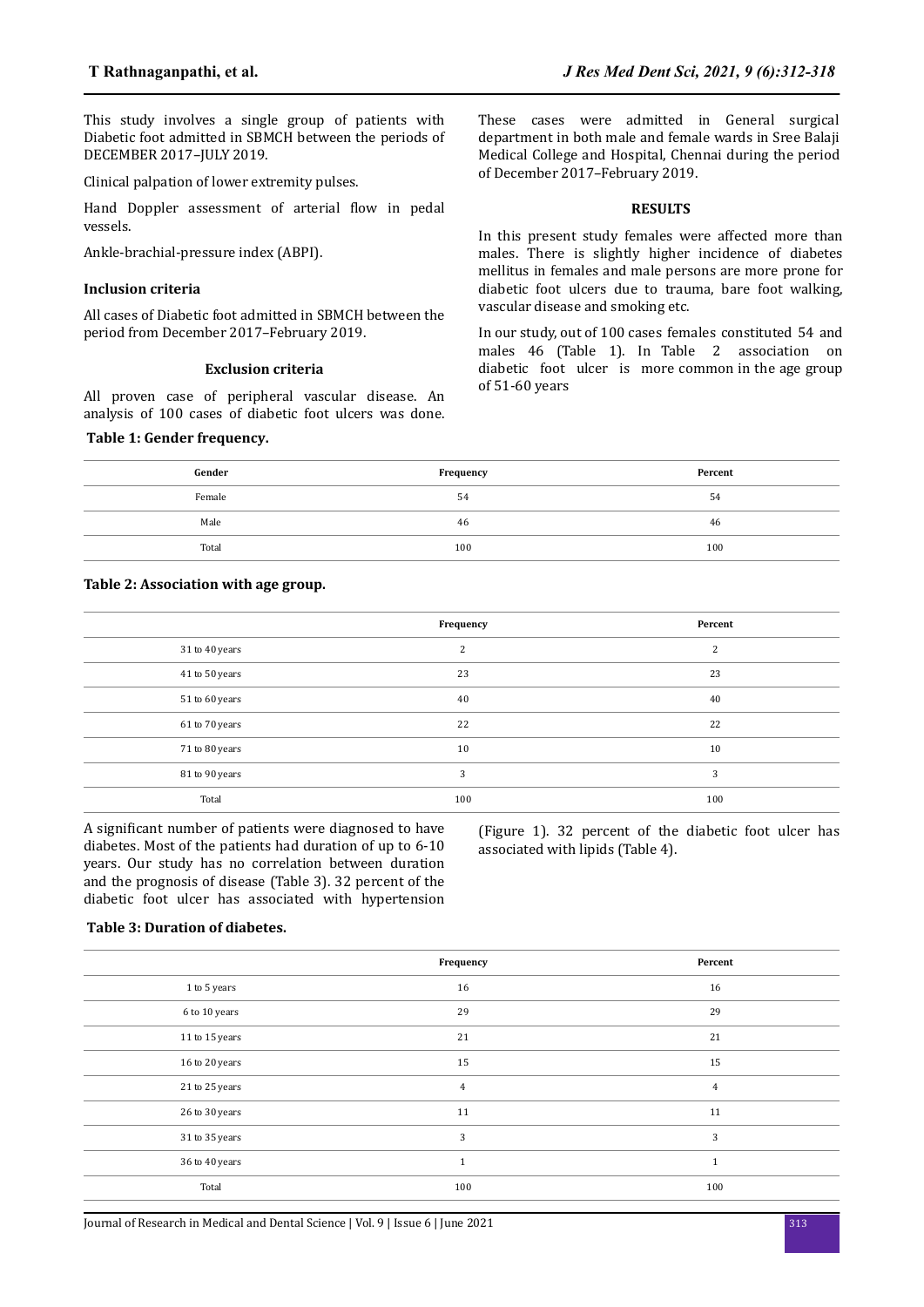This study involves a single group of patients with Diabetic foot admitted in SBMCH between the periods of DECEMBER 2017–JULY 2019.

Clinical palpation of lower extremity pulses.

Hand Doppler assessment of arterial flow in pedal vessels.

Ankle-brachial-pressure index (ABPI).

### Inclusion criteria

All cases of Diabetic foot admitted in SBMCH between the period from December 2017–February 2019.

### Exclusion criteria

All proven case of peripheral vascular disease. An analysis of 100 cases of diabetic foot ulcers was done. These cases were admitted in General surgical department in both male and female wards in Sree Balaji Medical College and Hospital, Chennai during the period of December 2017–February 2019.

## RESULTS

In this present study females were affected more than males. There is slightly higher incidence of diabetes mellitus in females and male persons are more prone for diabetic foot ulcers due to trauma, bare foot walking, vascular disease and smoking etc.

In our study, out of 100 cases females constituted 54 and males 46 (Table 1). In Table 2 association on diabetic foot ulcer is more common in the age group of 51-60 years

**Table 1: Gender frequency.**

| Gender | Frequency | Percent |
|---|---|---|
| Female | 54 | 54 |
| Male | 46 | 46 |
| Total | 100 | 100 |

**Table 2: Association with age group.**

| | Frequency | Percent |
|---|---|---|
| 31 to 40 years | 2 | 2 |
| 41 to 50 years | 23 | 23 |
| 51 to 60 years | 40 | 40 |
| 61 to 70 years | 22 | 22 |
| 71 to 80 years | 10 | 10 |
| 81 to 90 years | 3 | 3 |
| Total | 100 | 100 |

A significant number of patients were diagnosed to have diabetes. Most of the patients had duration of up to 6-10 years. Our study has no correlation between duration and the prognosis of disease (Table 3). 32 percent of the diabetic foot ulcer has associated with hypertension (Figure 1). 32 percent of the diabetic foot ulcer has associated with lipids (Table 4).

**Table 3: Duration of diabetes.**

| | Frequency | Percent |
|---|---|---|
| 1 to 5 years | 16 | 16 |
| 6 to 10 years | 29 | 29 |
| 11 to 15 years | 21 | 21 |
| 16 to 20 years | 15 | 15 |
| 21 to 25 years | 4 | 4 |
| 26 to 30 years | 11 | 11 |
| 31 to 35 years | 3 | 3 |
| 36 to 40 years | 1 | 1 |
| Total | 100 | 100 |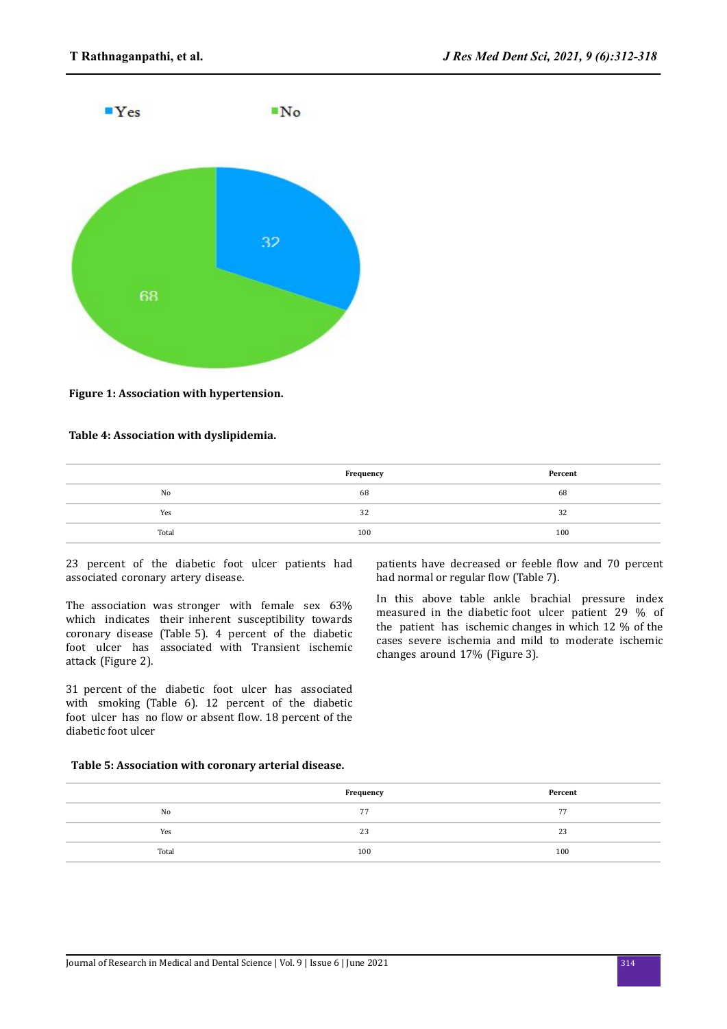Figure 1: Association with hypertension.

**Table 4: Association with dyslipidemia.**

| | Frequency | Percent |
|---|---|---|
| No | 68 | 68 |
| Yes | 32 | 32 |
| Total | 100 | 100 |

23 percent of the diabetic foot ulcer patients had associated coronary artery disease.

The association was stronger with female sex 63% which indicates their inherent susceptibility towards coronary disease (Table 5). 4 percent of the diabetic foot ulcer has associated with Transient ischemic attack (Figure 2).

31 percent of the diabetic foot ulcer has associated with smoking (Table 6). 12 percent of the diabetic foot ulcer has no flow or absent flow. 18 percent of the diabetic foot ulcer patients have decreased or feeble flow and 70 percent had normal or regular flow (Table 7).

In this above table ankle brachial pressure index measured in the diabetic foot ulcer patient 29 % of the patient has ischemic changes in which 12 % of the cases severe ischemia and mild to moderate ischemic changes around 17% (Figure 3).

**Table 5: Association with coronary arterial disease.**

| | Frequency | Percent |
|---|---|---|
| No | 77 | 77 |
| Yes | 23 | 23 |
| Total | 100 | 100 |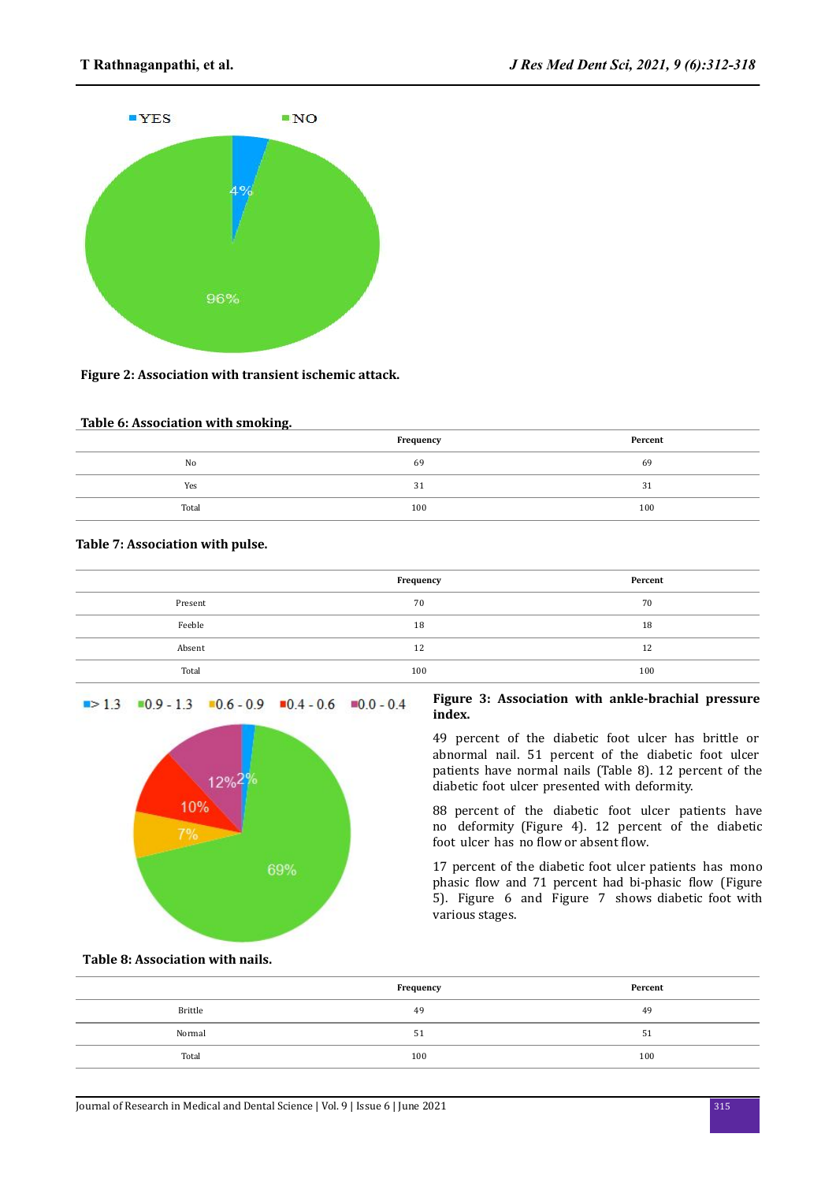**Figure 2: Association with transient ischemic attack.**

**Table 6: Association with smoking.**

| | Frequency | Percent |
|---|---|---|
| No | 69 | 69 |
| Yes | 31 | 31 |
| Total | 100 | 100 |

**Table 7: Association with pulse.**

| | Frequency | Percent |
|---|---|---|
| Present | 70 | 70 |
| Feeble | 18 | 18 |
| Absent | 12 | 12 |
| Total | 100 | 100 |

**Figure 3: Association with ankle-brachial pressure index.**

49 percent of the diabetic foot ulcer has brittle or abnormal nail. 51 percent of the diabetic foot ulcer patients have normal nails (Table 8). 12 percent of the diabetic foot ulcer presented with deformity.

88 percent of the diabetic foot ulcer patients have no deformity (Figure 4). 12 percent of the diabetic foot ulcer has no flow or absent flow.

17 percent of the diabetic foot ulcer patients has mono phasic flow and 71 percent had bi-phasic flow (Figure 5). Figure 6 and Figure 7 shows diabetic foot with various stages.

**Table 8: Association with nails.**

| | Frequency | Percent |
|---|---|---|
| Brittle | 49 | 49 |
| Normal | 51 | 51 |
| Total | 100 | 100 |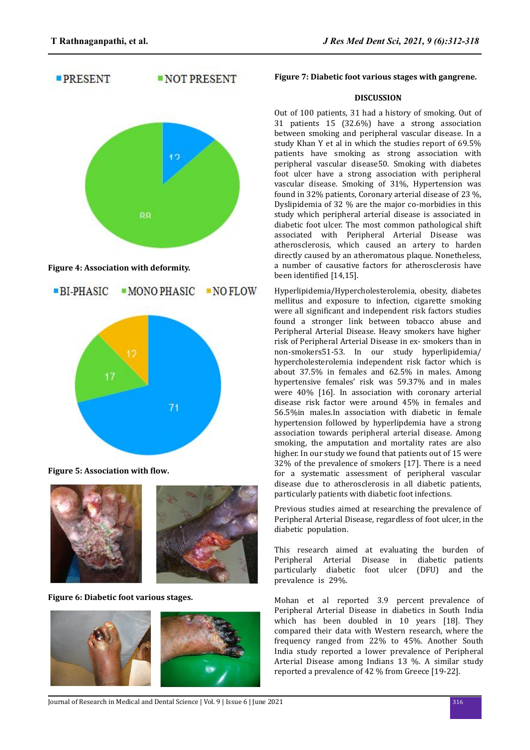Figure 4: Association with deformity.

Figure 5: Association with flow.

Figure 6: Diabetic foot various stages.

Figure 7: Diabetic foot various stages with gangrene.

## DISCUSSION

Out of 100 patients, 31 had a history of smoking. Out of 31 patients 15 (32.6%) have a strong association between smoking and peripheral vascular disease. In a study Khan Y et al in which the studies report of 69.5% patients have smoking as strong association with peripheral vascular disease50. Smoking with diabetes foot ulcer have a strong association with peripheral vascular disease. Smoking of 31%, Hypertension was found in 32% patients, Coronary arterial disease of 23 %, Dyslipidemia of 32 % are the major co-morbidies in this study which peripheral arterial disease is associated in diabetic foot ulcer. The most common pathological shift associated with Peripheral Arterial Disease was atherosclerosis, which caused an artery to harden directly caused by an atheromatous plaque. Nonetheless, a number of causative factors for atherosclerosis have been identified [14,15].

Hyperlipidemia/Hypercholesterolemia, obesity, diabetes mellitus and exposure to infection, cigarette smoking were all significant and independent risk factors studies found a stronger link between tobacco abuse and Peripheral Arterial Disease. Heavy smokers have higher risk of Peripheral Arterial Disease in ex- smokers than in non-smokers51-53. In our study hyperlipidemia/ hypercholesterolemia independent risk factor which is about 37.5% in females and 62.5% in males. Among hypertensive females' risk was 59.37% and in males were 40% [16]. In association with coronary arterial disease risk factor were around 45% in females and 56.5%in males.In association with diabetic in female hypertension followed by hyperlipdemia have a strong association towards peripheral arterial disease. Among smoking, the amputation and mortality rates are also higher. In our study we found that patients out of 15 were 32% of the prevalence of smokers [17]. There is a need for a systematic assessment of peripheral vascular disease due to atherosclerosis in all diabetic patients, particularly patients with diabetic foot infections.

Previous studies aimed at researching the prevalence of Peripheral Arterial Disease, regardless of foot ulcer, in the diabetic population.

This research aimed at evaluating the burden of Peripheral Arterial Disease in diabetic patients particularly diabetic foot ulcer (DFU) and the prevalence is 29%.

Mohan et al reported 3.9 percent prevalence of Peripheral Arterial Disease in diabetics in South India which has been doubled in 10 years [18]. They compared their data with Western research, where the frequency ranged from 22% to 45%. Another South India study reported a lower prevalence of Peripheral Arterial Disease among Indians 13 %. A similar study reported a prevalence of 42 % from Greece [19-22].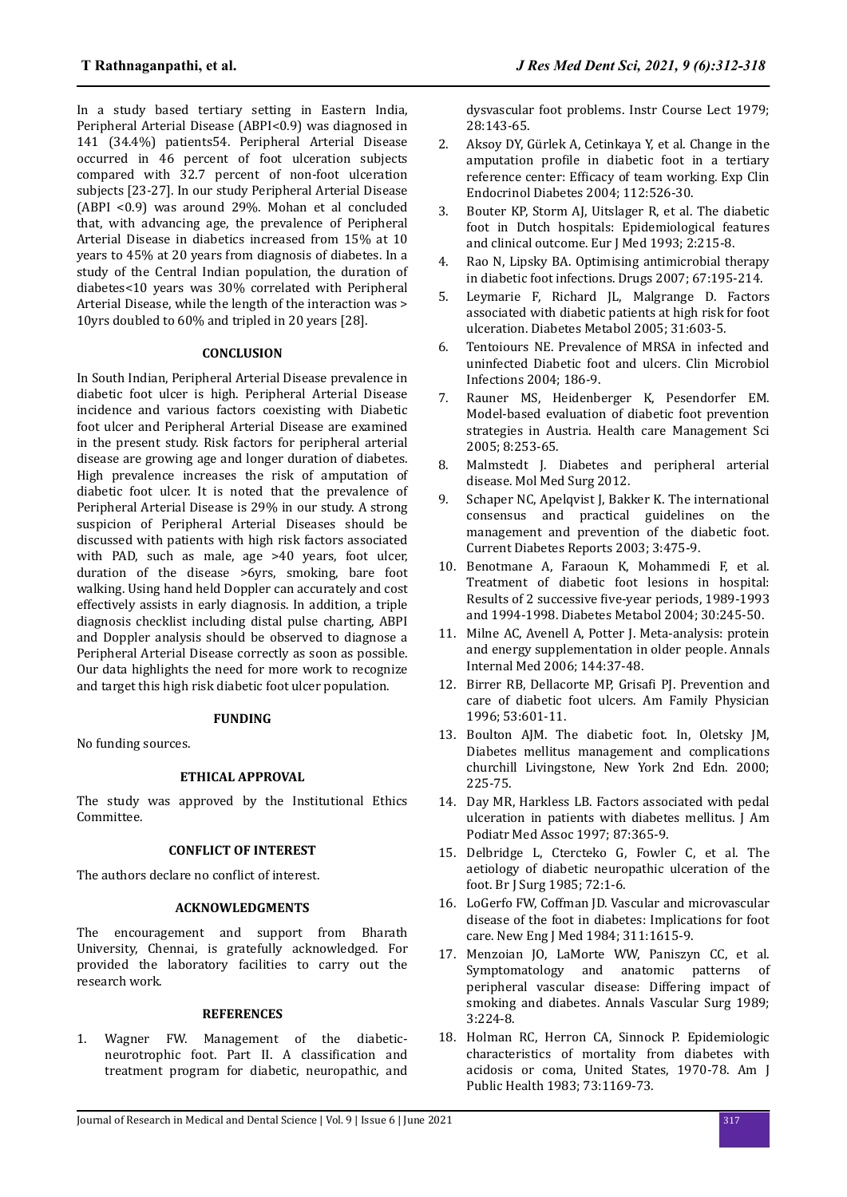In a study based tertiary setting in Eastern India, Peripheral Arterial Disease (ABPI<0.9) was diagnosed in 141 (34.4%) patients54. Peripheral Arterial Disease occurred in 46 percent of foot ulceration subjects compared with 32.7 percent of non-foot ulceration subjects [23-27]. In our study Peripheral Arterial Disease (ABPI <0.9) was around 29%. Mohan et al concluded that, with advancing age, the prevalence of Peripheral Arterial Disease in diabetics increased from 15% at 10 years to 45% at 20 years from diagnosis of diabetes. In a study of the Central Indian population, the duration of diabetes<10 years was 30% correlated with Peripheral Arterial Disease, while the length of the interaction was > 10yrs doubled to 60% and tripled in 20 years [28].

## CONCLUSION

In South Indian, Peripheral Arterial Disease prevalence in diabetic foot ulcer is high. Peripheral Arterial Disease incidence and various factors coexisting with Diabetic foot ulcer and Peripheral Arterial Disease are examined in the present study. Risk factors for peripheral arterial disease are growing age and longer duration of diabetes. High prevalence increases the risk of amputation of diabetic foot ulcer. It is noted that the prevalence of Peripheral Arterial Disease is 29% in our study. A strong suspicion of Peripheral Arterial Diseases should be discussed with patients with high risk factors associated with PAD, such as male, age >40 years, foot ulcer, duration of the disease >6yrs, smoking, bare foot walking. Using hand held Doppler can accurately and cost effectively assists in early diagnosis. In addition, a triple diagnosis checklist including distal pulse charting, ABPI and Doppler analysis should be observed to diagnose a Peripheral Arterial Disease correctly as soon as possible. Our data highlights the need for more work to recognize and target this high risk diabetic foot ulcer population.

## FUNDING

No funding sources.

## ETHICAL APPROVAL

The study was approved by the Institutional Ethics Committee.

## CONFLICT OF INTEREST

The authors declare no conflict of interest.

## ACKNOWLEDGMENTS

The encouragement and support from Bharath University, Chennai, is gratefully acknowledged. For provided the laboratory facilities to carry out the research work.

## REFERENCES

1. Wagner FW. Management of the diabetic-neurotrophic foot. Part II. A classification and treatment program for diabetic, neuropathic, and dysvascular foot problems. Instr Course Lect 1979; 28:143-65.
2. Aksoy DY, Gürlek A, Cetinkaya Y, et al. Change in the amputation profile in diabetic foot in a tertiary reference center: Efficacy of team working. Exp Clin Endocrinol Diabetes 2004; 112:526-30.
3. Bouter KP, Storm AJ, Uitslager R, et al. The diabetic foot in Dutch hospitals: Epidemiological features and clinical outcome. Eur J Med 1993; 2:215-8.
4. Rao N, Lipsky BA. Optimising antimicrobial therapy in diabetic foot infections. Drugs 2007; 67:195-214.
5. Leymarie F, Richard JL, Malgrange D. Factors associated with diabetic patients at high risk for foot ulceration. Diabetes Metabol 2005; 31:603-5.
6. Tentoiours NE. Prevalence of MRSA in infected and uninfected Diabetic foot and ulcers. Clin Microbiol Infections 2004; 186-9.
7. Rauner MS, Heidenberger K, Pesendorfer EM. Model-based evaluation of diabetic foot prevention strategies in Austria. Health care Management Sci 2005; 8:253-65.
8. Malmstedt J. Diabetes and peripheral arterial disease. Mol Med Surg 2012.
9. Schaper NC, Apelqvist J, Bakker K. The international consensus and practical guidelines on the management and prevention of the diabetic foot. Current Diabetes Reports 2003; 3:475-9.
10. Benotmane A, Faraoun K, Mohammedi F, et al. Treatment of diabetic foot lesions in hospital: Results of 2 successive five-year periods, 1989-1993 and 1994-1998. Diabetes Metabol 2004; 30:245-50.
11. Milne AC, Avenell A, Potter J. Meta-analysis: protein and energy supplementation in older people. Annals Internal Med 2006; 144:37-48.
12. Birrer RB, Dellacorte MP, Grisafi PJ. Prevention and care of diabetic foot ulcers. Am Family Physician 1996; 53:601-11.
13. Boulton AJM. The diabetic foot. In, Oletsky JM, Diabetes mellitus management and complications churchill Livingstone, New York 2nd Edn. 2000; 225-75.
14. Day MR, Harkless LB. Factors associated with pedal ulceration in patients with diabetes mellitus. J Am Podiatr Med Assoc 1997; 87:365-9.
15. Delbridge L, Ctercteko G, Fowler C, et al. The aetiology of diabetic neuropathic ulceration of the foot. Br J Surg 1985; 72:1-6.
16. LoGerfo FW, Coffman JD. Vascular and microvascular disease of the foot in diabetes: Implications for foot care. New Eng J Med 1984; 311:1615-9.
17. Menzoian JO, LaMorte WW, Paniszyn CC, et al. Symptomatology and anatomic patterns of peripheral vascular disease: Differing impact of smoking and diabetes. Annals Vascular Surg 1989; 3:224-8.
18. Holman RC, Herron CA, Sinnock P. Epidemiologic characteristics of mortality from diabetes with acidosis or coma, United States, 1970-78. Am J Public Health 1983; 73:1169-73.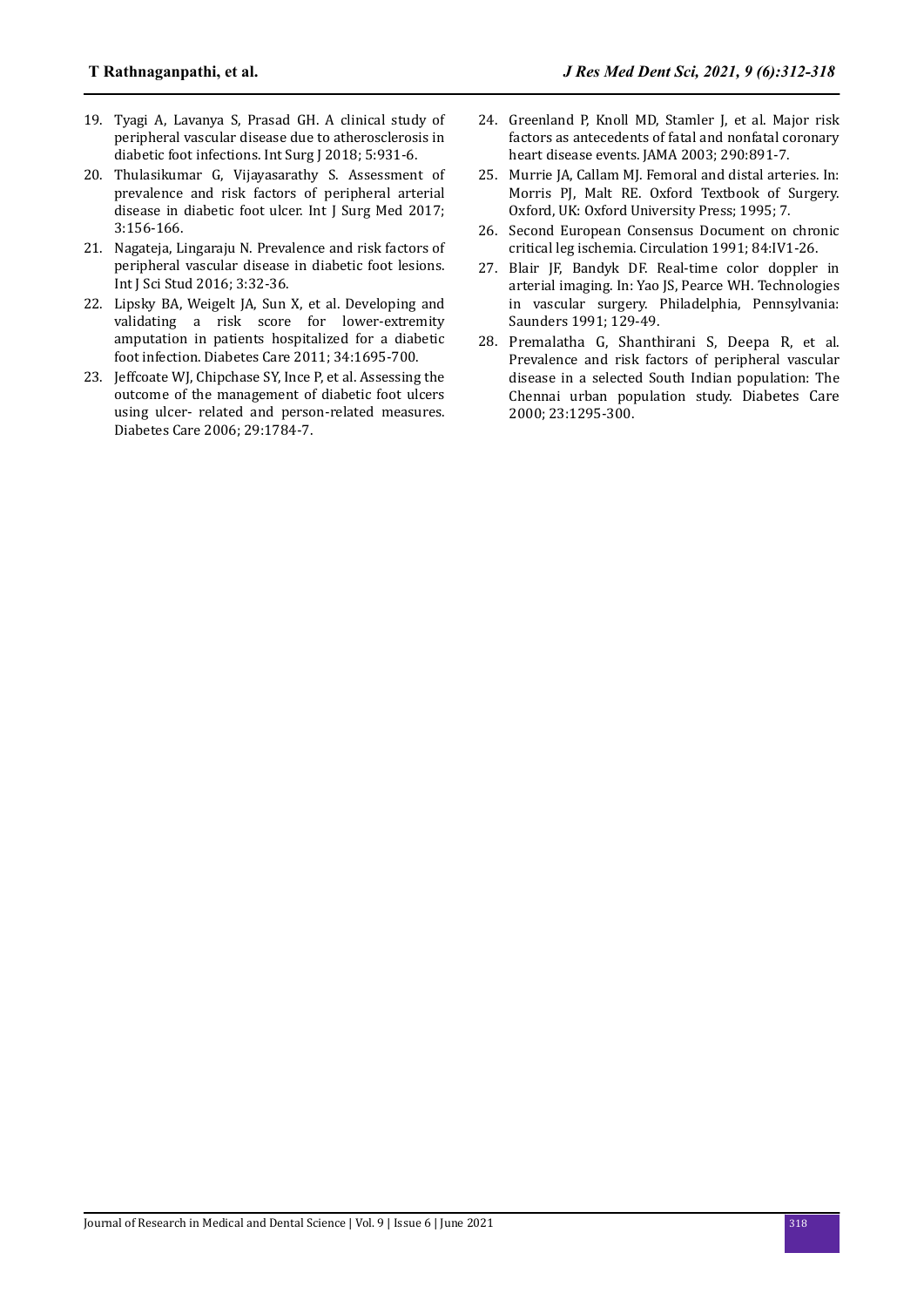19. Tyagi A, Lavanya S, Prasad GH. A clinical study of peripheral vascular disease due to atherosclerosis in diabetic foot infections. Int Surg J 2018; 5:931-6.
20. Thulasikumar G, Vijayasarathy S. Assessment of prevalence and risk factors of peripheral arterial disease in diabetic foot ulcer. Int J Surg Med 2017; 3:156-166.
21. Nagateja, Lingaraju N. Prevalence and risk factors of peripheral vascular disease in diabetic foot lesions. Int J Sci Stud 2016; 3:32-36.
22. Lipsky BA, Weigelt JA, Sun X, et al. Developing and validating a risk score for lower-extremity amputation in patients hospitalized for a diabetic foot infection. Diabetes Care 2011; 34:1695-700.
23. Jeffcoate WJ, Chipchase SY, Ince P, et al. Assessing the outcome of the management of diabetic foot ulcers using ulcer- related and person-related measures. Diabetes Care 2006; 29:1784-7.
24. Greenland P, Knoll MD, Stamler J, et al. Major risk factors as antecedents of fatal and nonfatal coronary heart disease events. JAMA 2003; 290:891-7.
25. Murrie JA, Callam MJ. Femoral and distal arteries. In: Morris PJ, Malt RE. Oxford Textbook of Surgery. Oxford, UK: Oxford University Press; 1995; 7.
26. Second European Consensus Document on chronic critical leg ischemia. Circulation 1991; 84:IV1-26.
27. Blair JF, Bandyk DF. Real-time color doppler in arterial imaging. In: Yao JS, Pearce WH. Technologies in vascular surgery. Philadelphia, Pennsylvania: Saunders 1991; 129-49.
28. Premalatha G, Shanthirani S, Deepa R, et al. Prevalence and risk factors of peripheral vascular disease in a selected South Indian population: The Chennai urban population study. Diabetes Care 2000; 23:1295-300.